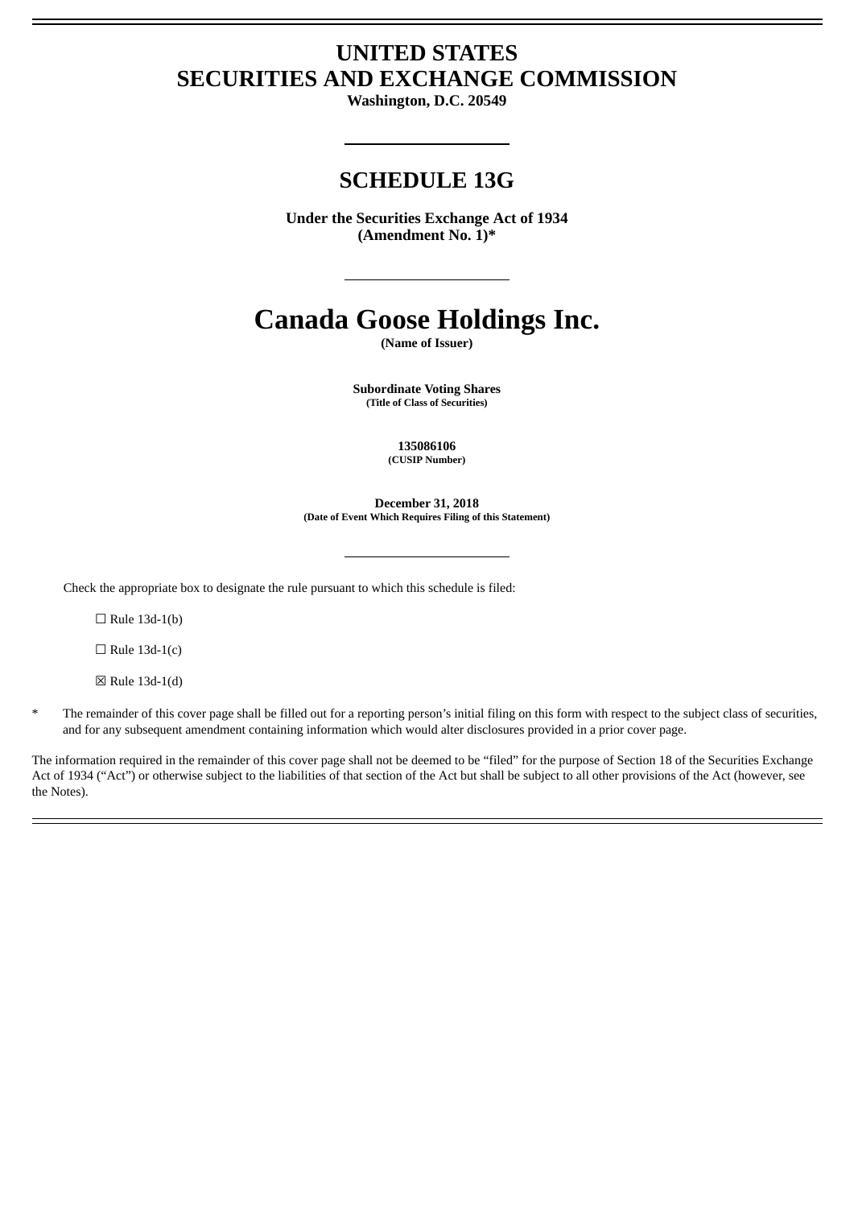# UNITED STATES
# SECURITIES AND EXCHANGE COMMISSION

**Washington, D.C. 20549**

## SCHEDULE 13G

**Under the Securities Exchange Act of 1934**
**(Amendment No. 1)***

# Canada Goose Holdings Inc.

**(Name of Issuer)**

**Subordinate Voting Shares**
**(Title of Class of Securities)**

**135086106**
**(CUSIP Number)**

**December 31, 2018**
**(Date of Event Which Requires Filing of this Statement)**

Check the appropriate box to designate the rule pursuant to which this schedule is filed:

☐ Rule 13d-1(b)

☐ Rule 13d-1(c)

☒ Rule 13d-1(d)

* The remainder of this cover page shall be filled out for a reporting person's initial filing on this form with respect to the subject class of securities, and for any subsequent amendment containing information which would alter disclosures provided in a prior cover page.

The information required in the remainder of this cover page shall not be deemed to be "filed" for the purpose of Section 18 of the Securities Exchange Act of 1934 ("Act") or otherwise subject to the liabilities of that section of the Act but shall be subject to all other provisions of the Act (however, see the Notes).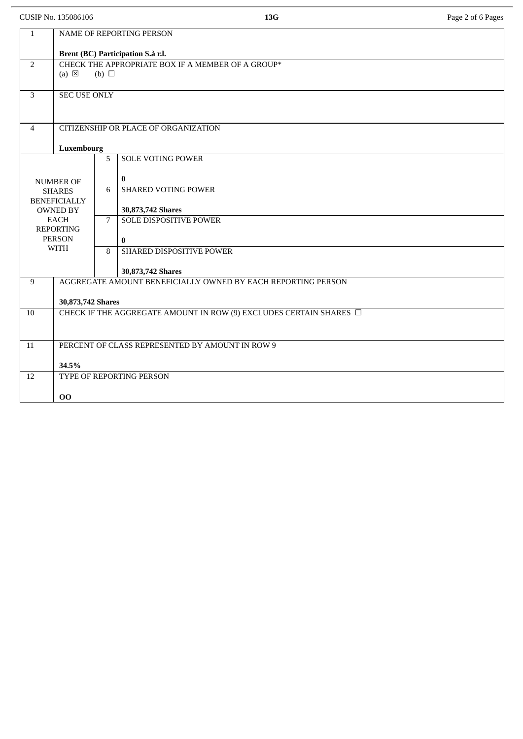CUSIP No. 135086106 | 13G

| 1 | NAME OF REPORTING PERSON<br><br>**Brent (BC) Participation S.à r.l.** | | |
|---|---|---|---|
| 2 | CHECK THE APPROPRIATE BOX IF A MEMBER OF A GROUP*<br>(a) ☒ (b) ☐ | | |
| 3 | SEC USE ONLY | | |
| 4 | CITIZENSHIP OR PLACE OF ORGANIZATION<br><br>**Luxembourg** | | |
| NUMBER OF SHARES BENEFICIALLY OWNED BY EACH REPORTING PERSON WITH | | 5 | SOLE VOTING POWER<br><br>**0** |
| | | 6 | SHARED VOTING POWER<br><br>**30,873,742 Shares** |
| | | 7 | SOLE DISPOSITIVE POWER<br><br>**0** |
| | | 8 | SHARED DISPOSITIVE POWER<br><br>**30,873,742 Shares** |
| 9 | AGGREGATE AMOUNT BENEFICIALLY OWNED BY EACH REPORTING PERSON<br><br>**30,873,742 Shares** | | |
| 10 | CHECK IF THE AGGREGATE AMOUNT IN ROW (9) EXCLUDES CERTAIN SHARES ☐ | | |
| 11 | PERCENT OF CLASS REPRESENTED BY AMOUNT IN ROW 9<br><br>**34.5%** | | |
| 12 | TYPE OF REPORTING PERSON<br><br>**OO** | | |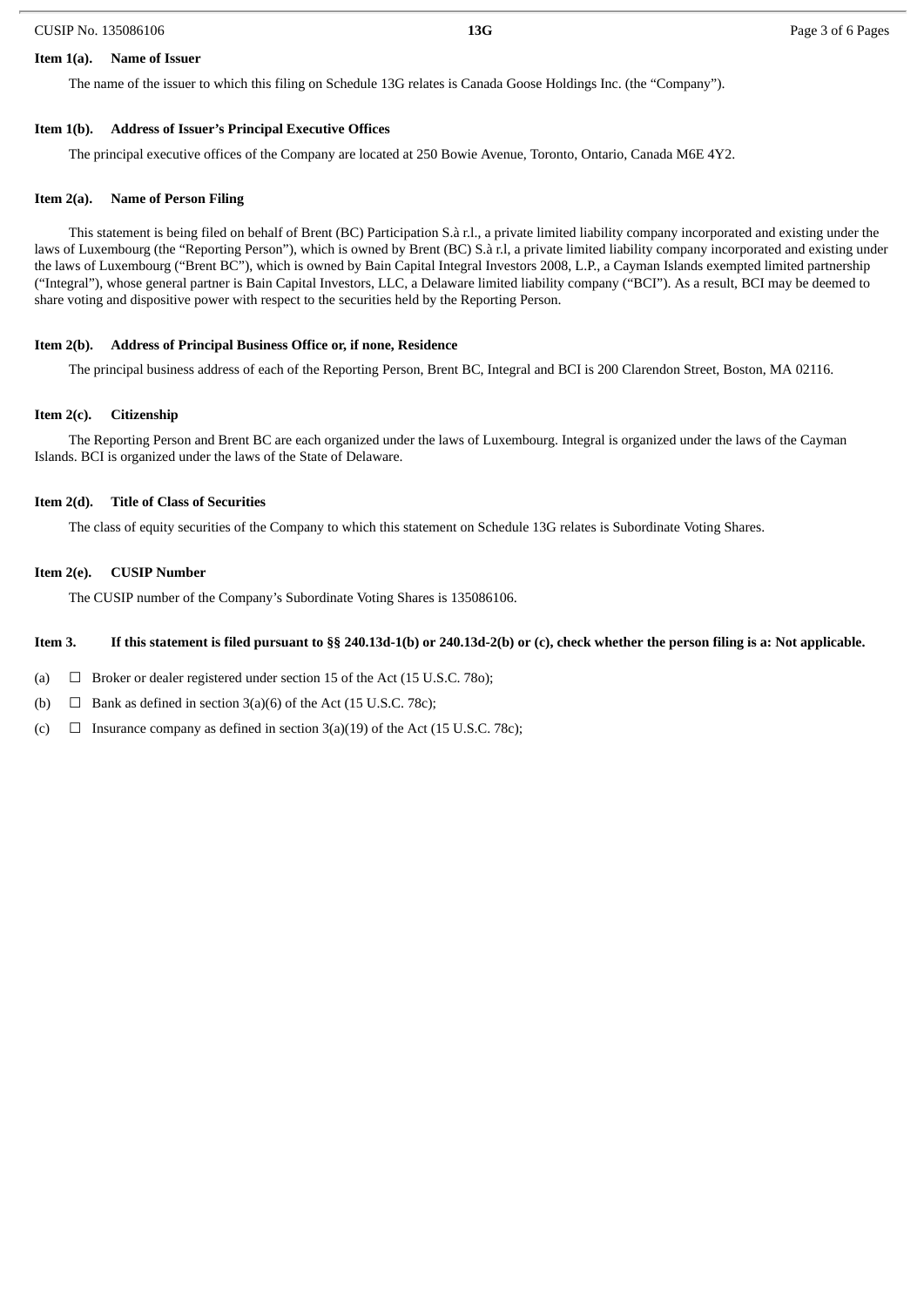**Item 1(a). Name of Issuer**

The name of the issuer to which this filing on Schedule 13G relates is Canada Goose Holdings Inc. (the “Company”).

**Item 1(b). Address of Issuer’s Principal Executive Offices**

The principal executive offices of the Company are located at 250 Bowie Avenue, Toronto, Ontario, Canada M6E 4Y2.

**Item 2(a). Name of Person Filing**

This statement is being filed on behalf of Brent (BC) Participation S.à r.l., a private limited liability company incorporated and existing under the laws of Luxembourg (the “Reporting Person”), which is owned by Brent (BC) S.à r.l, a private limited liability company incorporated and existing under the laws of Luxembourg (“Brent BC”), which is owned by Bain Capital Integral Investors 2008, L.P., a Cayman Islands exempted limited partnership (“Integral”), whose general partner is Bain Capital Investors, LLC, a Delaware limited liability company (“BCI”). As a result, BCI may be deemed to share voting and dispositive power with respect to the securities held by the Reporting Person.

**Item 2(b). Address of Principal Business Office or, if none, Residence**

The principal business address of each of the Reporting Person, Brent BC, Integral and BCI is 200 Clarendon Street, Boston, MA 02116.

**Item 2(c). Citizenship**

The Reporting Person and Brent BC are each organized under the laws of Luxembourg. Integral is organized under the laws of the Cayman Islands. BCI is organized under the laws of the State of Delaware.

**Item 2(d). Title of Class of Securities**

The class of equity securities of the Company to which this statement on Schedule 13G relates is Subordinate Voting Shares.

**Item 2(e). CUSIP Number**

The CUSIP number of the Company’s Subordinate Voting Shares is 135086106.

**Item 3. If this statement is filed pursuant to §§ 240.13d-1(b) or 240.13d-2(b) or (c), check whether the person filing is a: Not applicable.**

(a) ☐ Broker or dealer registered under section 15 of the Act (15 U.S.C. 78o);

(b) ☐ Bank as defined in section 3(a)(6) of the Act (15 U.S.C. 78c);

(c) ☐ Insurance company as defined in section 3(a)(19) of the Act (15 U.S.C. 78c);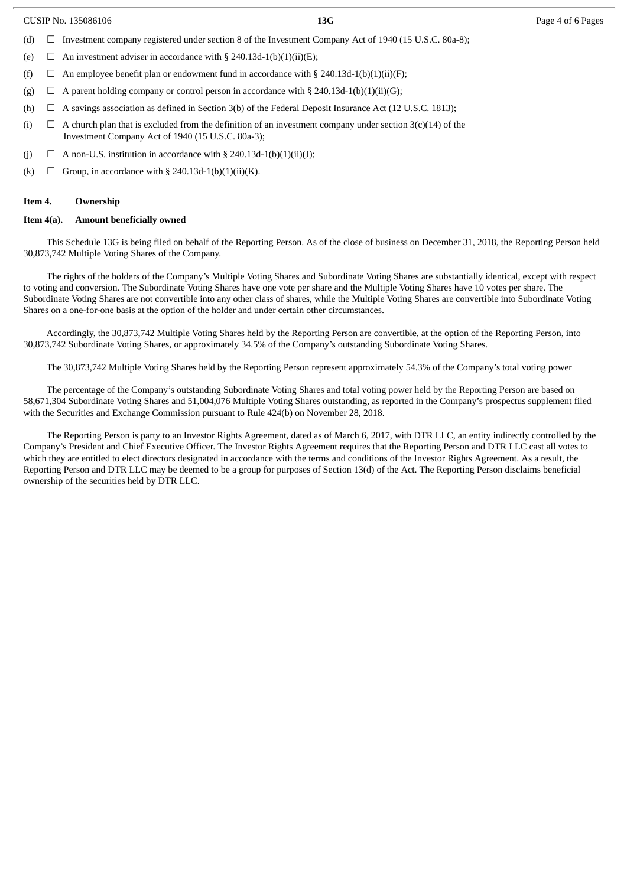(d) ☐ Investment company registered under section 8 of the Investment Company Act of 1940 (15 U.S.C. 80a-8);

(e) ☐ An investment adviser in accordance with § 240.13d-1(b)(1)(ii)(E);

(f) ☐ An employee benefit plan or endowment fund in accordance with § 240.13d-1(b)(1)(ii)(F);

(g) ☐ A parent holding company or control person in accordance with § 240.13d-1(b)(1)(ii)(G);

(h) ☐ A savings association as defined in Section 3(b) of the Federal Deposit Insurance Act (12 U.S.C. 1813);

(i) ☐ A church plan that is excluded from the definition of an investment company under section 3(c)(14) of the Investment Company Act of 1940 (15 U.S.C. 80a-3);

(j) ☐ A non-U.S. institution in accordance with § 240.13d-1(b)(1)(ii)(J);

(k) ☐ Group, in accordance with § 240.13d-1(b)(1)(ii)(K).

**Item 4. Ownership**

**Item 4(a). Amount beneficially owned**

This Schedule 13G is being filed on behalf of the Reporting Person. As of the close of business on December 31, 2018, the Reporting Person held 30,873,742 Multiple Voting Shares of the Company.

The rights of the holders of the Company's Multiple Voting Shares and Subordinate Voting Shares are substantially identical, except with respect to voting and conversion. The Subordinate Voting Shares have one vote per share and the Multiple Voting Shares have 10 votes per share. The Subordinate Voting Shares are not convertible into any other class of shares, while the Multiple Voting Shares are convertible into Subordinate Voting Shares on a one-for-one basis at the option of the holder and under certain other circumstances.

Accordingly, the 30,873,742 Multiple Voting Shares held by the Reporting Person are convertible, at the option of the Reporting Person, into 30,873,742 Subordinate Voting Shares, or approximately 34.5% of the Company's outstanding Subordinate Voting Shares.

The 30,873,742 Multiple Voting Shares held by the Reporting Person represent approximately 54.3% of the Company's total voting power

The percentage of the Company's outstanding Subordinate Voting Shares and total voting power held by the Reporting Person are based on 58,671,304 Subordinate Voting Shares and 51,004,076 Multiple Voting Shares outstanding, as reported in the Company's prospectus supplement filed with the Securities and Exchange Commission pursuant to Rule 424(b) on November 28, 2018.

The Reporting Person is party to an Investor Rights Agreement, dated as of March 6, 2017, with DTR LLC, an entity indirectly controlled by the Company's President and Chief Executive Officer. The Investor Rights Agreement requires that the Reporting Person and DTR LLC cast all votes to which they are entitled to elect directors designated in accordance with the terms and conditions of the Investor Rights Agreement. As a result, the Reporting Person and DTR LLC may be deemed to be a group for purposes of Section 13(d) of the Act. The Reporting Person disclaims beneficial ownership of the securities held by DTR LLC.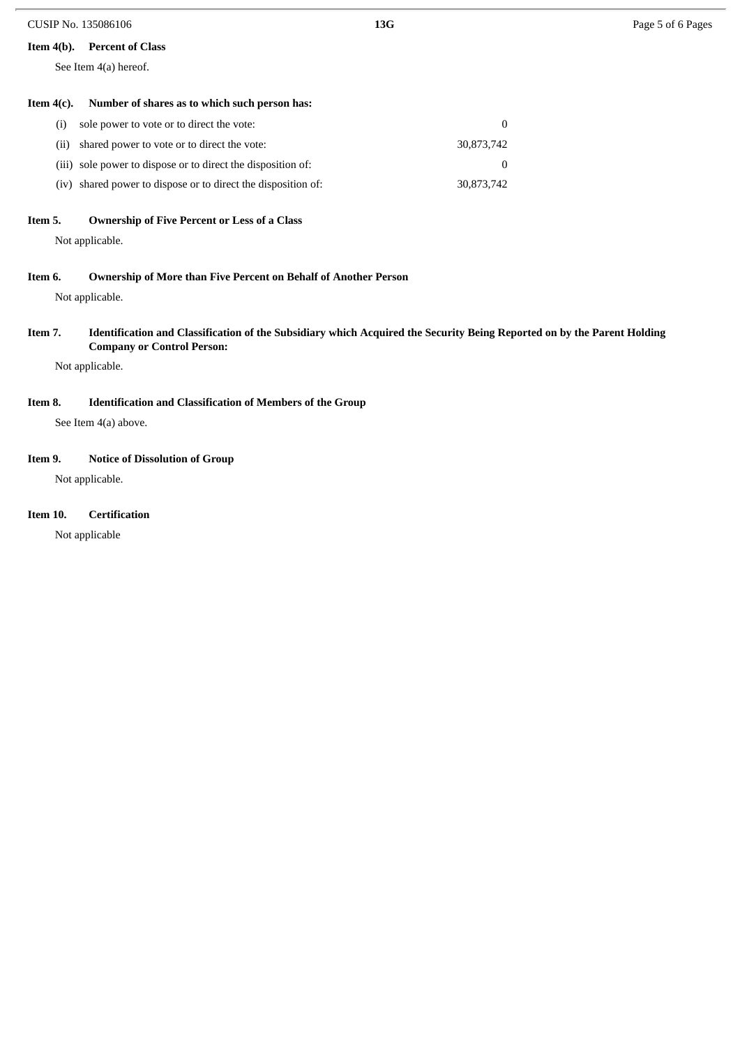**Item 4(b). Percent of Class**

See Item 4(a) hereof.

**Item 4(c). Number of shares as to which such person has:**

| | | |
|---|---|---|
| (i) | sole power to vote or to direct the vote: | 0 |
| (ii) | shared power to vote or to direct the vote: | 30,873,742 |
| (iii) | sole power to dispose or to direct the disposition of: | 0 |
| (iv) | shared power to dispose or to direct the disposition of: | 30,873,742 |

**Item 5. Ownership of Five Percent or Less of a Class**

Not applicable.

**Item 6. Ownership of More than Five Percent on Behalf of Another Person**

Not applicable.

**Item 7. Identification and Classification of the Subsidiary which Acquired the Security Being Reported on by the Parent Holding Company or Control Person:**

Not applicable.

**Item 8. Identification and Classification of Members of the Group**

See Item 4(a) above.

**Item 9. Notice of Dissolution of Group**

Not applicable.

**Item 10. Certification**

Not applicable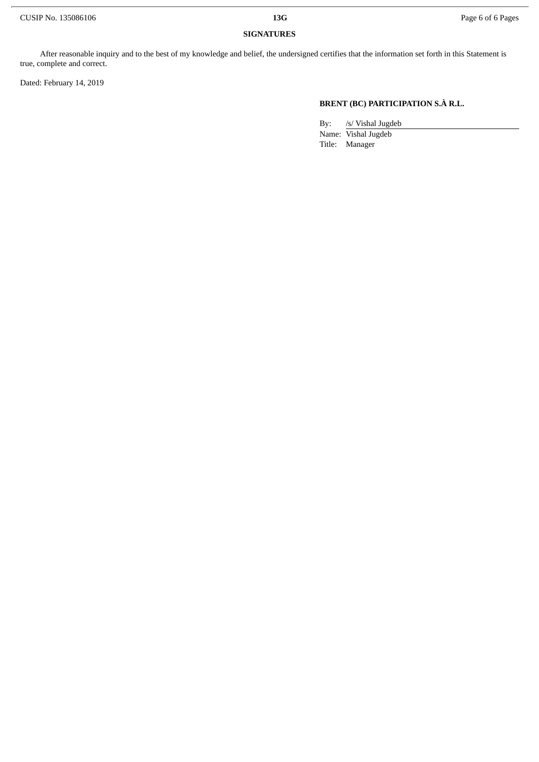## SIGNATURES

After reasonable inquiry and to the best of my knowledge and belief, the undersigned certifies that the information set forth in this Statement is true, complete and correct.

Dated: February 14, 2019

**BRENT (BC) PARTICIPATION S.À R.L.**

By: /s/ Vishal Jugdeb
Name: Vishal Jugdeb
Title: Manager